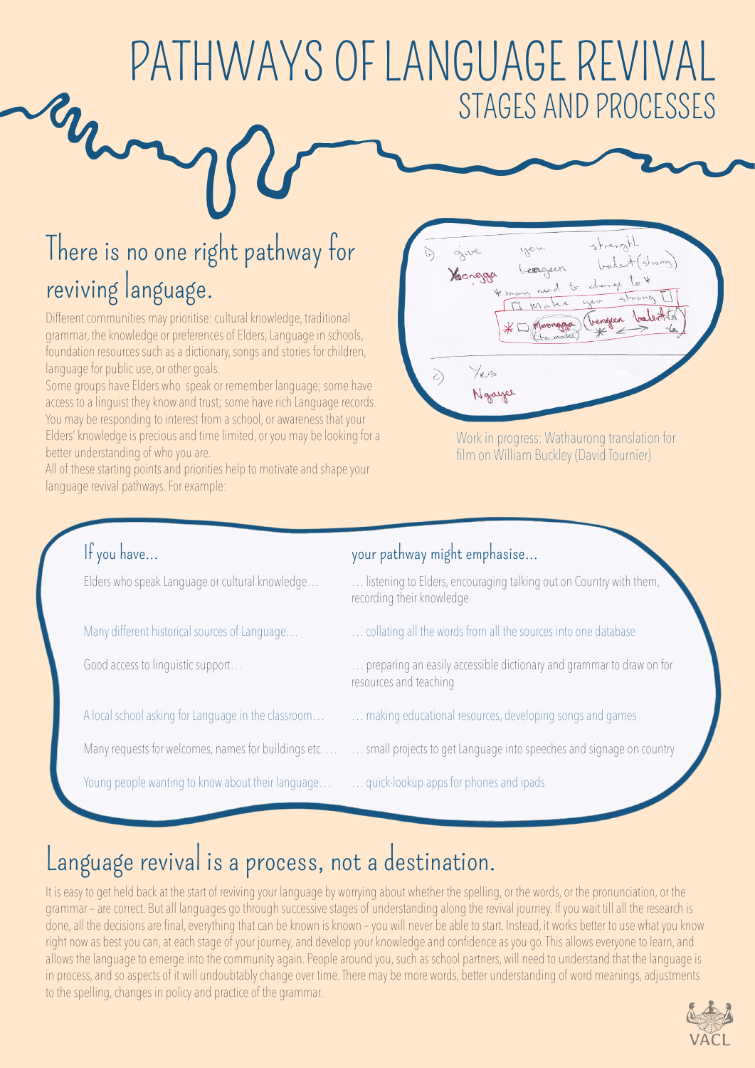# PATHWAYS OF LANGUAGE REVIVAL
## STAGES AND PROCESSES

## There is no one right pathway for reviving language.

Different communities may prioritise: cultural knowledge, traditional grammar, the knowledge or preferences of Elders, Language in schools, foundation resources such as a dictionary, songs and stories for children, language for public use, or other goals.

Some groups have Elders who speak or remember language; some have access to a linguist they know and trust; some have rich Language records. You may be responding to interest from a school, or awareness that your Elders' knowledge is precious and time limited, or you may be looking for a better understanding of who you are.

All of these starting points and priorities help to motivate and shape your language revival pathways. For example:

Work in progress: Wathaurong translation for film on William Buckley (David Tournier)

| If you have... | your pathway might emphasise... |
|---|---|
| Elders who speak Language or cultural knowledge… | … listening to Elders, encouraging talking out on Country with them, recording their knowledge |
| Many different historical sources of Language… | … collating all the words from all the sources into one database |
| Good access to linguistic support… | … preparing an easily accessible dictionary and grammar to draw on for resources and teaching |
| A local school asking for Language in the classroom… | … making educational resources, developing songs and games |
| Many requests for welcomes, names for buildings etc. … | … small projects to get Language into speeches and signage on country |
| Young people wanting to know about their language… | … quick-lookup apps for phones and ipads |

## Language revival is a process, not a destination.

It is easy to get held back at the start of reviving your language by worrying about whether the spelling, or the words, or the pronunciation, or the grammar – are correct. But all languages go through successive stages of understanding along the revival journey. If you wait till all the research is done, all the decisions are final, everything that can be known is known – you will never be able to start. Instead, it works better to use what you know right now as best you can, at each stage of your journey, and develop your knowledge and confidence as you go. This allows everyone to learn, and allows the language to emerge into the community again. People around you, such as school partners, will need to understand that the language is in process, and so aspects of it will undoubtably change over time. There may be more words, better understanding of word meanings, adjustments to the spelling, changes in policy and practice of the grammar.

VACL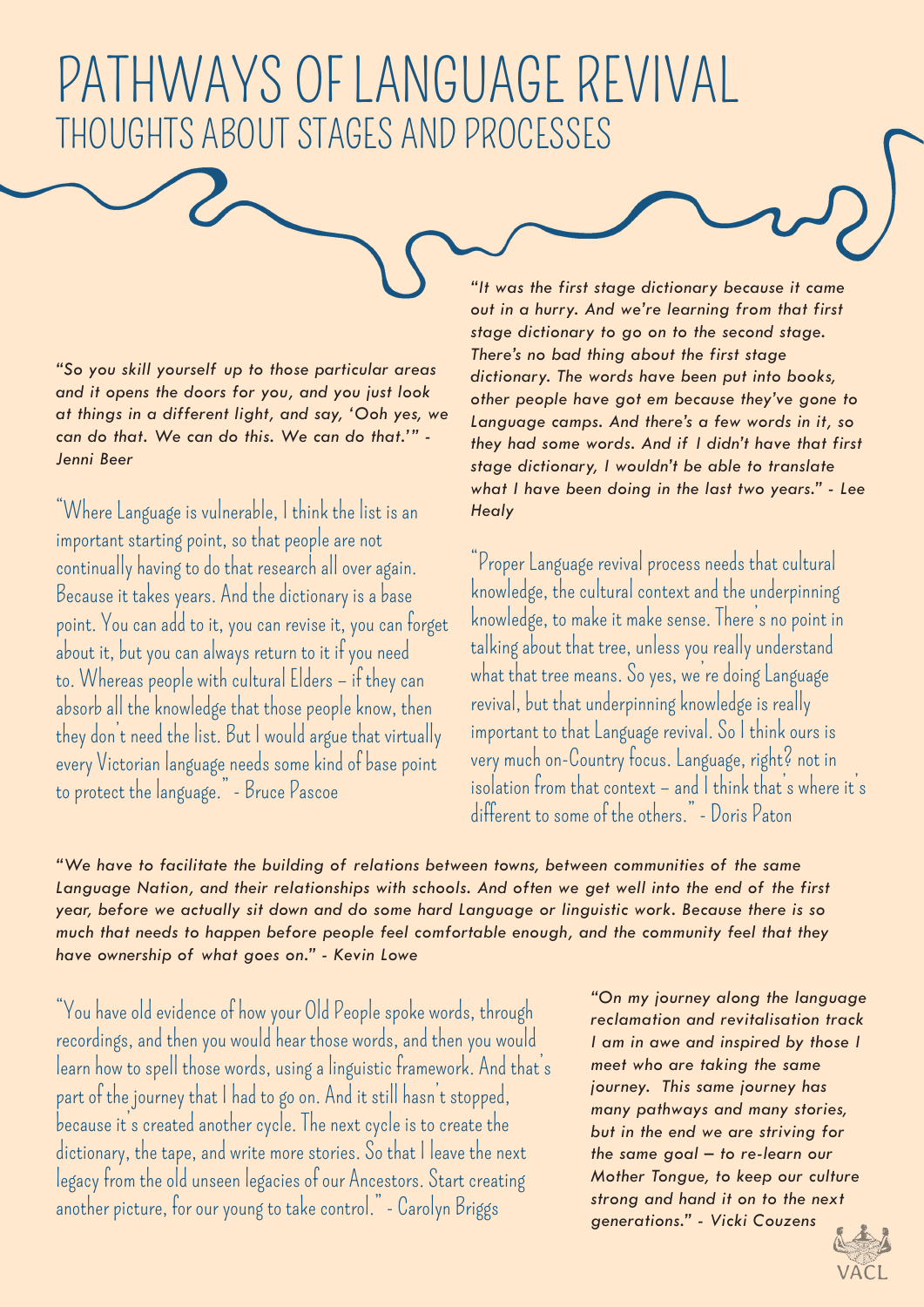# PATHWAYS OF LANGUAGE REVIVAL

## THOUGHTS ABOUT STAGES AND PROCESSES

*"So you skill yourself up to those particular areas and it opens the doors for you, and you just look at things in a different light, and say, 'Ooh yes, we can do that. We can do this. We can do that.'" - Jenni Beer*

"Where Language is vulnerable, I think the list is an important starting point, so that people are not continually having to do that research all over again. Because it takes years. And the dictionary is a base point. You can add to it, you can revise it, you can forget about it, but you can always return to it if you need to. Whereas people with cultural Elders – if they can absorb all the knowledge that those people know, then they don't need the list. But I would argue that virtually every Victorian language needs some kind of base point to protect the language." - Bruce Pascoe

*"It was the first stage dictionary because it came out in a hurry. And we're learning from that first stage dictionary to go on to the second stage. There's no bad thing about the first stage dictionary. The words have been put into books, other people have got em because they've gone to Language camps. And there's a few words in it, so they had some words. And if I didn't have that first stage dictionary, I wouldn't be able to translate what I have been doing in the last two years." - Lee Healy*

"Proper Language revival process needs that cultural knowledge, the cultural context and the underpinning knowledge, to make it make sense. There's no point in talking about that tree, unless you really understand what that tree means. So yes, we're doing Language revival, but that underpinning knowledge is really important to that Language revival. So I think ours is very much on-Country focus. Language, right? not in isolation from that context – and I think that's where it's different to some of the others." - Doris Paton

*"We have to facilitate the building of relations between towns, between communities of the same Language Nation, and their relationships with schools. And often we get well into the end of the first year, before we actually sit down and do some hard Language or linguistic work. Because there is so much that needs to happen before people feel comfortable enough, and the community feel that they have ownership of what goes on." - Kevin Lowe*

"You have old evidence of how your Old People spoke words, through recordings, and then you would hear those words, and then you would learn how to spell those words, using a linguistic framework. And that's part of the journey that I had to go on. And it still hasn't stopped, because it's created another cycle. The next cycle is to create the dictionary, the tape, and write more stories. So that I leave the next legacy from the old unseen legacies of our Ancestors. Start creating another picture, for our young to take control." - Carolyn Briggs

*"On my journey along the language reclamation and revitalisation track I am in awe and inspired by those I meet who are taking the same journey. This same journey has many pathways and many stories, but in the end we are striving for the same goal – to re-learn our Mother Tongue, to keep our culture strong and hand it on to the next generations." - Vicki Couzens*

VACL